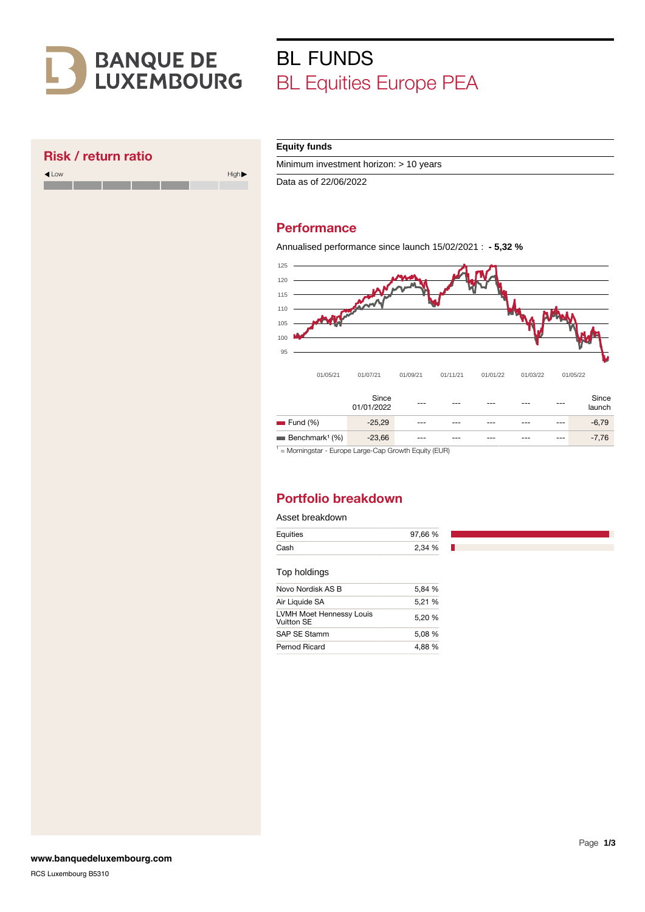# BANQUE DE LUXEMBOURG

# BL FUNDS

## BL Equities Europe PEA

## Risk / return ratio

◀ Low High ▶

**Equity funds**

Minimum investment horizon: > 10 years

Data as of 22/06/2022

## Performance

Annualised performance since launch 15/02/2021 : **- 5,32 %**

| | Since 01/01/2022 | --- | --- | --- | --- | --- | Since launch |
|---|---|---|---|---|---|---|---|
| Fund (%) | -25,29 | --- | --- | --- | --- | --- | -6,79 |
| Benchmark[1] (%) | -23,66 | --- | --- | --- | --- | --- | -7,76 |

[1] = Morningstar - Europe Large-Cap Growth Equity (EUR)

## Portfolio breakdown

Asset breakdown

| | |
|---|---|
| Equities | 97,66 % |
| Cash | 2,34 % |

Top holdings

| | |
|---|---|
| Novo Nordisk AS B | 5,84 % |
| Air Liquide SA | 5,21 % |
| LVMH Moet Hennessy Louis Vuitton SE | 5,20 % |
| SAP SE Stamm | 5,08 % |
| Pernod Ricard | 4,88 % |

**www.banquedeluxembourg.com**

RCS Luxembourg B5310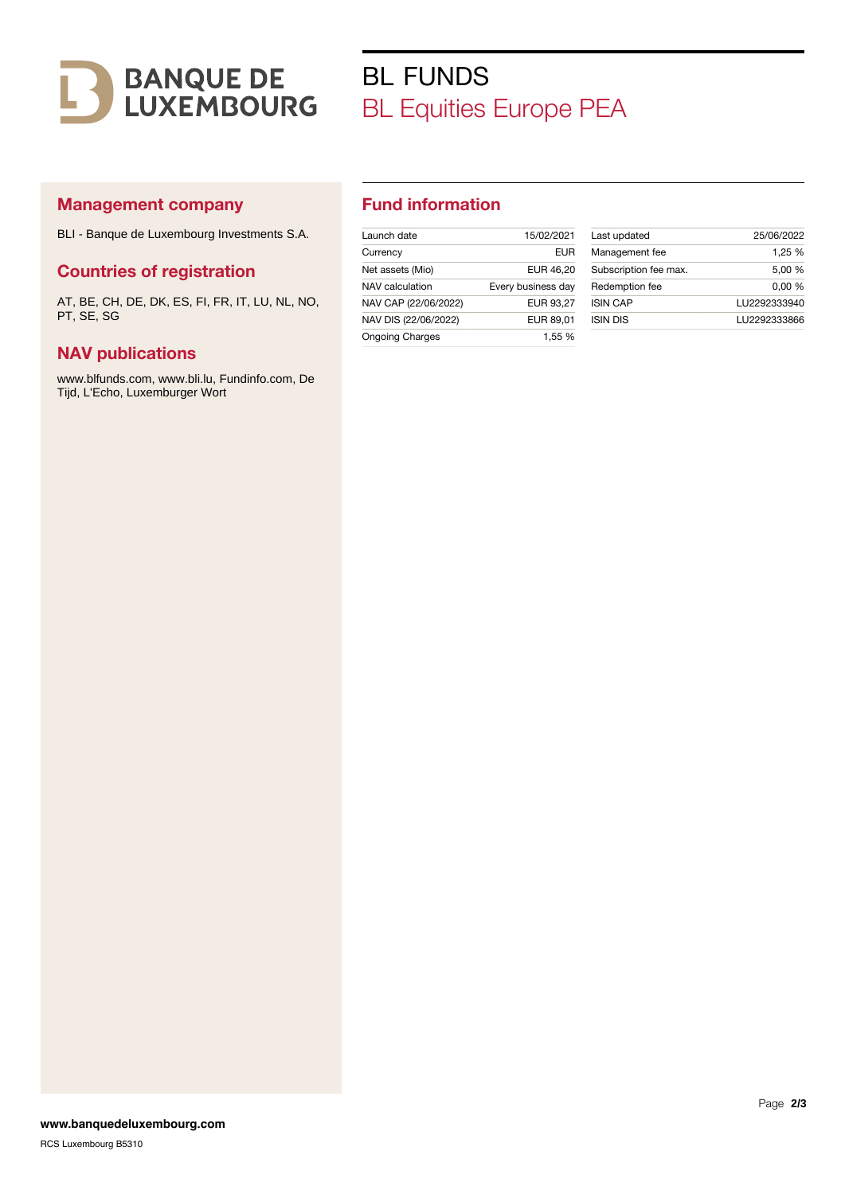BANQUE DE LUXEMBOURG

# BL FUNDS

## BL Equities Europe PEA

### Management company

BLI - Banque de Luxembourg Investments S.A.

### Countries of registration

AT, BE, CH, DE, DK, ES, FI, FR, IT, LU, NL, NO, PT, SE, SG

### NAV publications

www.blfunds.com, www.bli.lu, Fundinfo.com, De Tijd, L'Echo, Luxemburger Wort

### Fund information

| | |
|---|---|
| Launch date | 15/02/2021 |
| Currency | EUR |
| Net assets (Mio) | EUR 46,20 |
| NAV calculation | Every business day |
| NAV CAP (22/06/2022) | EUR 93,27 |
| NAV DIS (22/06/2022) | EUR 89,01 |
| Ongoing Charges | 1,55 % |

| | |
|---|---|
| Last updated | 25/06/2022 |
| Management fee | 1,25 % |
| Subscription fee max. | 5,00 % |
| Redemption fee | 0,00 % |
| ISIN CAP | LU2292333940 |
| ISIN DIS | LU2292333866 |

**www.banquedeluxembourg.com**

RCS Luxembourg B5310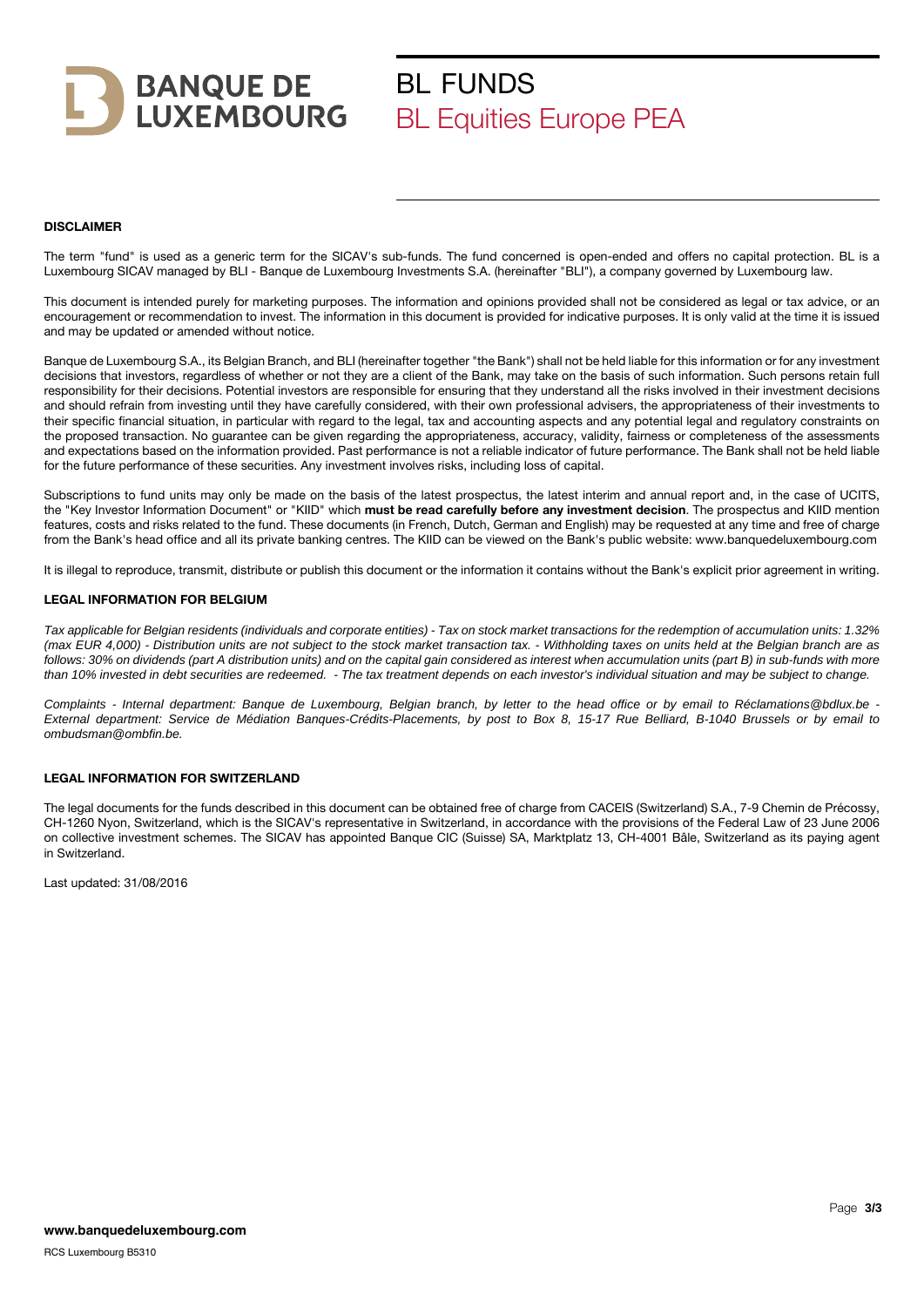# BANQUE DE LUXEMBOURG

# BL FUNDS
## BL Equities Europe PEA

### DISCLAIMER

The term "fund" is used as a generic term for the SICAV's sub-funds. The fund concerned is open-ended and offers no capital protection. BL is a Luxembourg SICAV managed by BLI - Banque de Luxembourg Investments S.A. (hereinafter "BLI"), a company governed by Luxembourg law.

This document is intended purely for marketing purposes. The information and opinions provided shall not be considered as legal or tax advice, or an encouragement or recommendation to invest. The information in this document is provided for indicative purposes. It is only valid at the time it is issued and may be updated or amended without notice.

Banque de Luxembourg S.A., its Belgian Branch, and BLI (hereinafter together "the Bank") shall not be held liable for this information or for any investment decisions that investors, regardless of whether or not they are a client of the Bank, may take on the basis of such information. Such persons retain full responsibility for their decisions. Potential investors are responsible for ensuring that they understand all the risks involved in their investment decisions and should refrain from investing until they have carefully considered, with their own professional advisers, the appropriateness of their investments to their specific financial situation, in particular with regard to the legal, tax and accounting aspects and any potential legal and regulatory constraints on the proposed transaction. No guarantee can be given regarding the appropriateness, accuracy, validity, fairness or completeness of the assessments and expectations based on the information provided. Past performance is not a reliable indicator of future performance. The Bank shall not be held liable for the future performance of these securities. Any investment involves risks, including loss of capital.

Subscriptions to fund units may only be made on the basis of the latest prospectus, the latest interim and annual report and, in the case of UCITS, the "Key Investor Information Document" or "KIID" which **must be read carefully before any investment decision**. The prospectus and KIID mention features, costs and risks related to the fund. These documents (in French, Dutch, German and English) may be requested at any time and free of charge from the Bank's head office and all its private banking centres. The KIID can be viewed on the Bank's public website: www.banquedeluxembourg.com

It is illegal to reproduce, transmit, distribute or publish this document or the information it contains without the Bank's explicit prior agreement in writing.

### LEGAL INFORMATION FOR BELGIUM

*Tax applicable for Belgian residents (individuals and corporate entities) - Tax on stock market transactions for the redemption of accumulation units: 1.32% (max EUR 4,000) - Distribution units are not subject to the stock market transaction tax. - Withholding taxes on units held at the Belgian branch are as follows: 30% on dividends (part A distribution units) and on the capital gain considered as interest when accumulation units (part B) in sub-funds with more than 10% invested in debt securities are redeemed. - The tax treatment depends on each investor's individual situation and may be subject to change.*

*Complaints - Internal department: Banque de Luxembourg, Belgian branch, by letter to the head office or by email to Réclamations@bdlux.be - External department: Service de Médiation Banques-Crédits-Placements, by post to Box 8, 15-17 Rue Belliard, B-1040 Brussels or by email to ombudsman@ombfin.be.*

### LEGAL INFORMATION FOR SWITZERLAND

The legal documents for the funds described in this document can be obtained free of charge from CACEIS (Switzerland) S.A., 7-9 Chemin de Précossy, CH-1260 Nyon, Switzerland, which is the SICAV's representative in Switzerland, in accordance with the provisions of the Federal Law of 23 June 2006 on collective investment schemes. The SICAV has appointed Banque CIC (Suisse) SA, Marktplatz 13, CH-4001 Bâle, Switzerland as its paying agent in Switzerland.

Last updated: 31/08/2016

**www.banquedeluxembourg.com**

RCS Luxembourg B5310